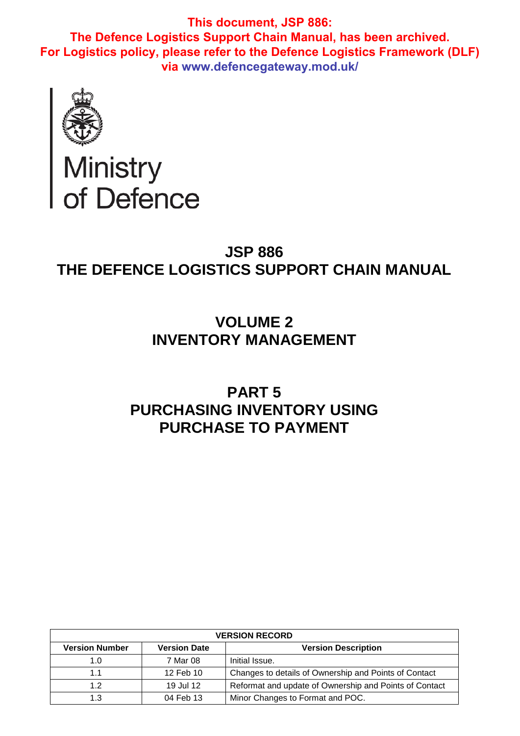**This document, JSP 886:**
**The Defence Logistics Support Chain Manual, has been archived.**
**For Logistics policy, please refer to the Defence Logistics Framework (DLF) via www.defencegateway.mod.uk/**

Ministry of Defence

# JSP 886
# THE DEFENCE LOGISTICS SUPPORT CHAIN MANUAL

## VOLUME 2
## INVENTORY MANAGEMENT

## PART 5
## PURCHASING INVENTORY USING PURCHASE TO PAYMENT

| VERSION RECORD | | |
|---|---|---|
| **Version Number** | **Version Date** | **Version Description** |
| 1.0 | 7 Mar 08 | Initial Issue. |
| 1.1 | 12 Feb 10 | Changes to details of Ownership and Points of Contact |
| 1.2 | 19 Jul 12 | Reformat and update of Ownership and Points of Contact |
| 1.3 | 04 Feb 13 | Minor Changes to Format and POC. |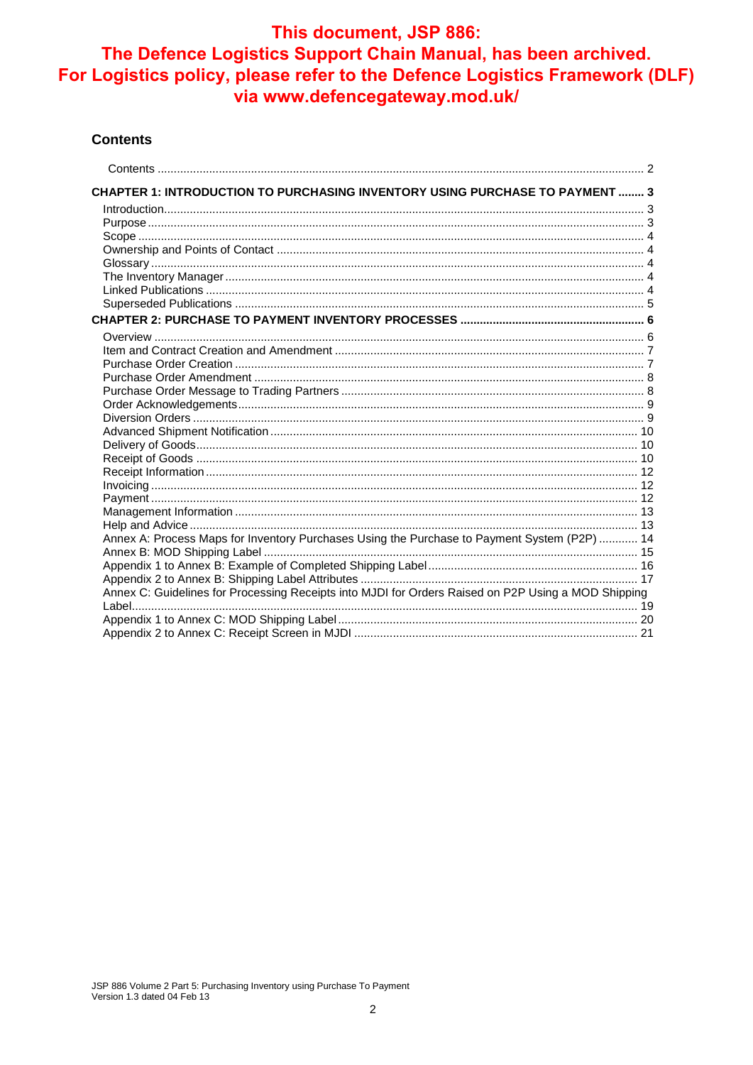**This document, JSP 886: The Defence Logistics Support Chain Manual, has been archived. For Logistics policy, please refer to the Defence Logistics Framework (DLF) via www.defencegateway.mod.uk/**

## Contents

Contents ..... 2

**CHAPTER 1: INTRODUCTION TO PURCHASING INVENTORY USING PURCHASE TO PAYMENT ..... 3**

- Introduction ..... 3
- Purpose ..... 3
- Scope ..... 4
- Ownership and Points of Contact ..... 4
- Glossary ..... 4
- The Inventory Manager ..... 4
- Linked Publications ..... 4
- Superseded Publications ..... 5

**CHAPTER 2: PURCHASE TO PAYMENT INVENTORY PROCESSES ..... 6**

- Overview ..... 6
- Item and Contract Creation and Amendment ..... 7
- Purchase Order Creation ..... 7
- Purchase Order Amendment ..... 8
- Purchase Order Message to Trading Partners ..... 8
- Order Acknowledgements ..... 9
- Diversion Orders ..... 9
- Advanced Shipment Notification ..... 10
- Delivery of Goods ..... 10
- Receipt of Goods ..... 10
- Receipt Information ..... 12
- Invoicing ..... 12
- Payment ..... 12
- Management Information ..... 13
- Help and Advice ..... 13
- Annex A: Process Maps for Inventory Purchases Using the Purchase to Payment System (P2P) ..... 14
- Annex B: MOD Shipping Label ..... 15
- Appendix 1 to Annex B: Example of Completed Shipping Label ..... 16
- Appendix 2 to Annex B: Shipping Label Attributes ..... 17
- Annex C: Guidelines for Processing Receipts into MJDI for Orders Raised on P2P Using a MOD Shipping Label ..... 19
- Appendix 1 to Annex C: MOD Shipping Label ..... 20
- Appendix 2 to Annex C: Receipt Screen in MJDI ..... 21

JSP 886 Volume 2 Part 5: Purchasing Inventory using Purchase To Payment
Version 1.3 dated 04 Feb 13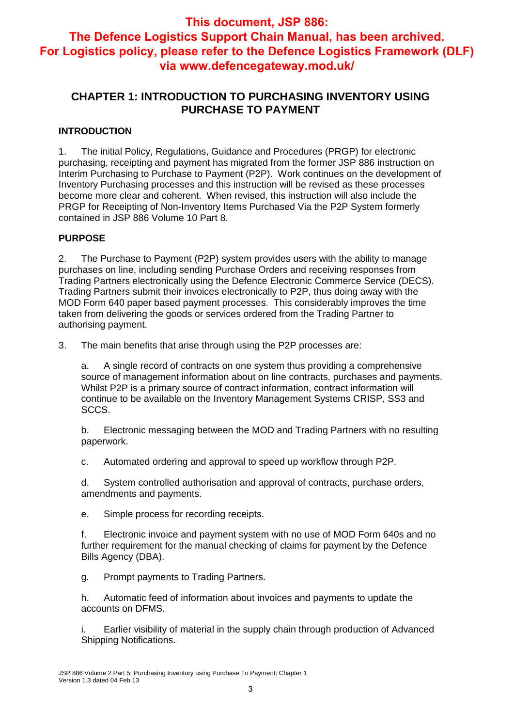**This document, JSP 886: The Defence Logistics Support Chain Manual, has been archived. For Logistics policy, please refer to the Defence Logistics Framework (DLF) via www.defencegateway.mod.uk/**

# CHAPTER 1: INTRODUCTION TO PURCHASING INVENTORY USING PURCHASE TO PAYMENT

## INTRODUCTION

1. The initial Policy, Regulations, Guidance and Procedures (PRGP) for electronic purchasing, receipting and payment has migrated from the former JSP 886 instruction on Interim Purchasing to Purchase to Payment (P2P). Work continues on the development of Inventory Purchasing processes and this instruction will be revised as these processes become more clear and coherent. When revised, this instruction will also include the PRGP for Receipting of Non-Inventory Items Purchased Via the P2P System formerly contained in JSP 886 Volume 10 Part 8.

## PURPOSE

2. The Purchase to Payment (P2P) system provides users with the ability to manage purchases on line, including sending Purchase Orders and receiving responses from Trading Partners electronically using the Defence Electronic Commerce Service (DECS). Trading Partners submit their invoices electronically to P2P, thus doing away with the MOD Form 640 paper based payment processes. This considerably improves the time taken from delivering the goods or services ordered from the Trading Partner to authorising payment.

3. The main benefits that arise through using the P2P processes are:

   a. A single record of contracts on one system thus providing a comprehensive source of management information about on line contracts, purchases and payments. Whilst P2P is a primary source of contract information, contract information will continue to be available on the Inventory Management Systems CRISP, SS3 and SCCS.

   b. Electronic messaging between the MOD and Trading Partners with no resulting paperwork.

   c. Automated ordering and approval to speed up workflow through P2P.

   d. System controlled authorisation and approval of contracts, purchase orders, amendments and payments.

   e. Simple process for recording receipts.

   f. Electronic invoice and payment system with no use of MOD Form 640s and no further requirement for the manual checking of claims for payment by the Defence Bills Agency (DBA).

   g. Prompt payments to Trading Partners.

   h. Automatic feed of information about invoices and payments to update the accounts on DFMS.

   i. Earlier visibility of material in the supply chain through production of Advanced Shipping Notifications.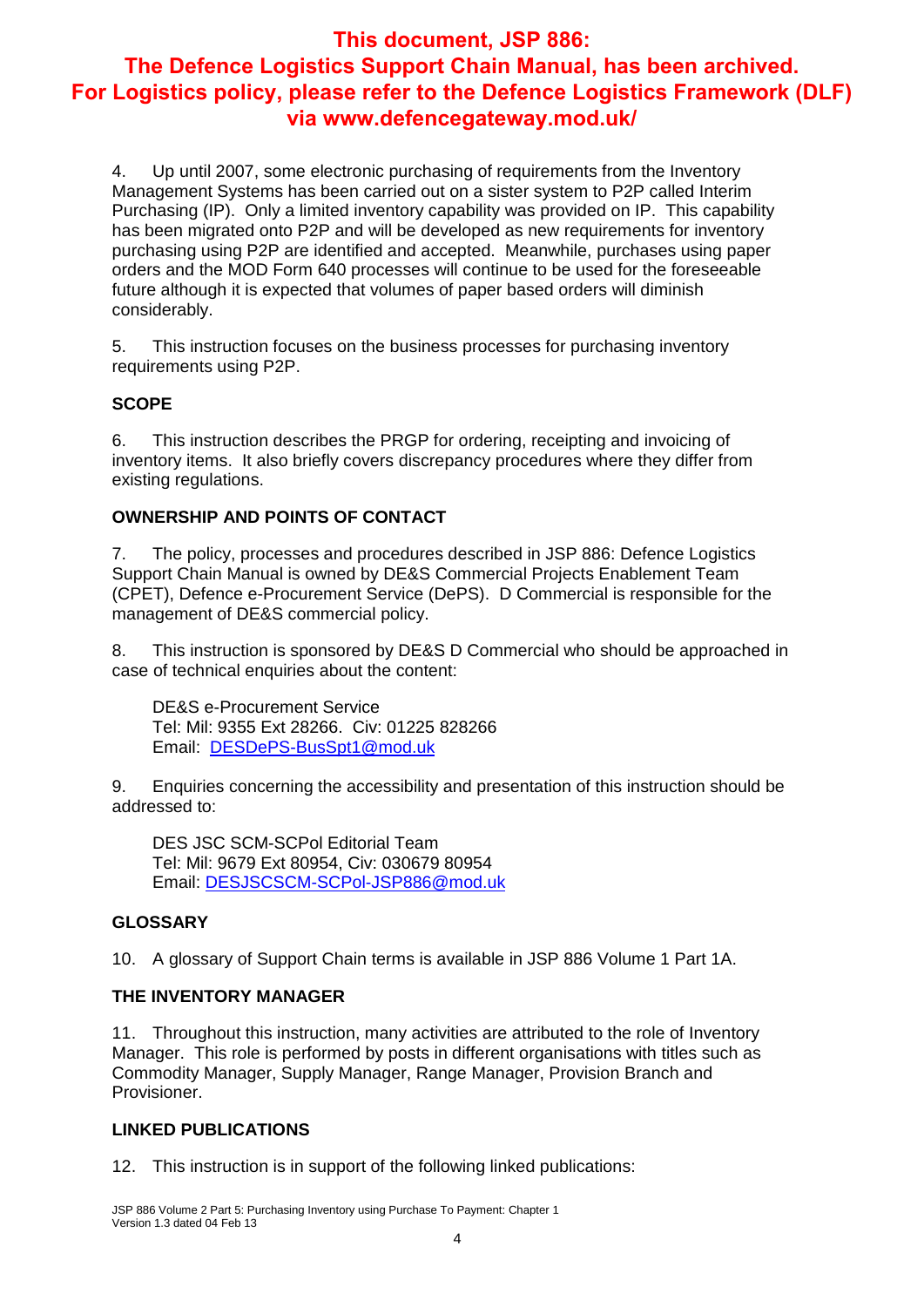**This document, JSP 886: The Defence Logistics Support Chain Manual, has been archived. For Logistics policy, please refer to the Defence Logistics Framework (DLF) via www.defencegateway.mod.uk/**

4. Up until 2007, some electronic purchasing of requirements from the Inventory Management Systems has been carried out on a sister system to P2P called Interim Purchasing (IP). Only a limited inventory capability was provided on IP. This capability has been migrated onto P2P and will be developed as new requirements for inventory purchasing using P2P are identified and accepted. Meanwhile, purchases using paper orders and the MOD Form 640 processes will continue to be used for the foreseeable future although it is expected that volumes of paper based orders will diminish considerably.

5. This instruction focuses on the business processes for purchasing inventory requirements using P2P.

## SCOPE

6. This instruction describes the PRGP for ordering, receipting and invoicing of inventory items. It also briefly covers discrepancy procedures where they differ from existing regulations.

## OWNERSHIP AND POINTS OF CONTACT

7. The policy, processes and procedures described in JSP 886: Defence Logistics Support Chain Manual is owned by DE&S Commercial Projects Enablement Team (CPET), Defence e-Procurement Service (DePS). D Commercial is responsible for the management of DE&S commercial policy.

8. This instruction is sponsored by DE&S D Commercial who should be approached in case of technical enquiries about the content:

DE&S e-Procurement Service
Tel: Mil: 9355 Ext 28266. Civ: 01225 828266
Email: DESDePS-BusSpt1@mod.uk

9. Enquiries concerning the accessibility and presentation of this instruction should be addressed to:

DES JSC SCM-SCPol Editorial Team
Tel: Mil: 9679 Ext 80954, Civ: 030679 80954
Email: DESJSCSCM-SCPol-JSP886@mod.uk

## GLOSSARY

10. A glossary of Support Chain terms is available in JSP 886 Volume 1 Part 1A.

## THE INVENTORY MANAGER

11. Throughout this instruction, many activities are attributed to the role of Inventory Manager. This role is performed by posts in different organisations with titles such as Commodity Manager, Supply Manager, Range Manager, Provision Branch and Provisioner.

## LINKED PUBLICATIONS

12. This instruction is in support of the following linked publications: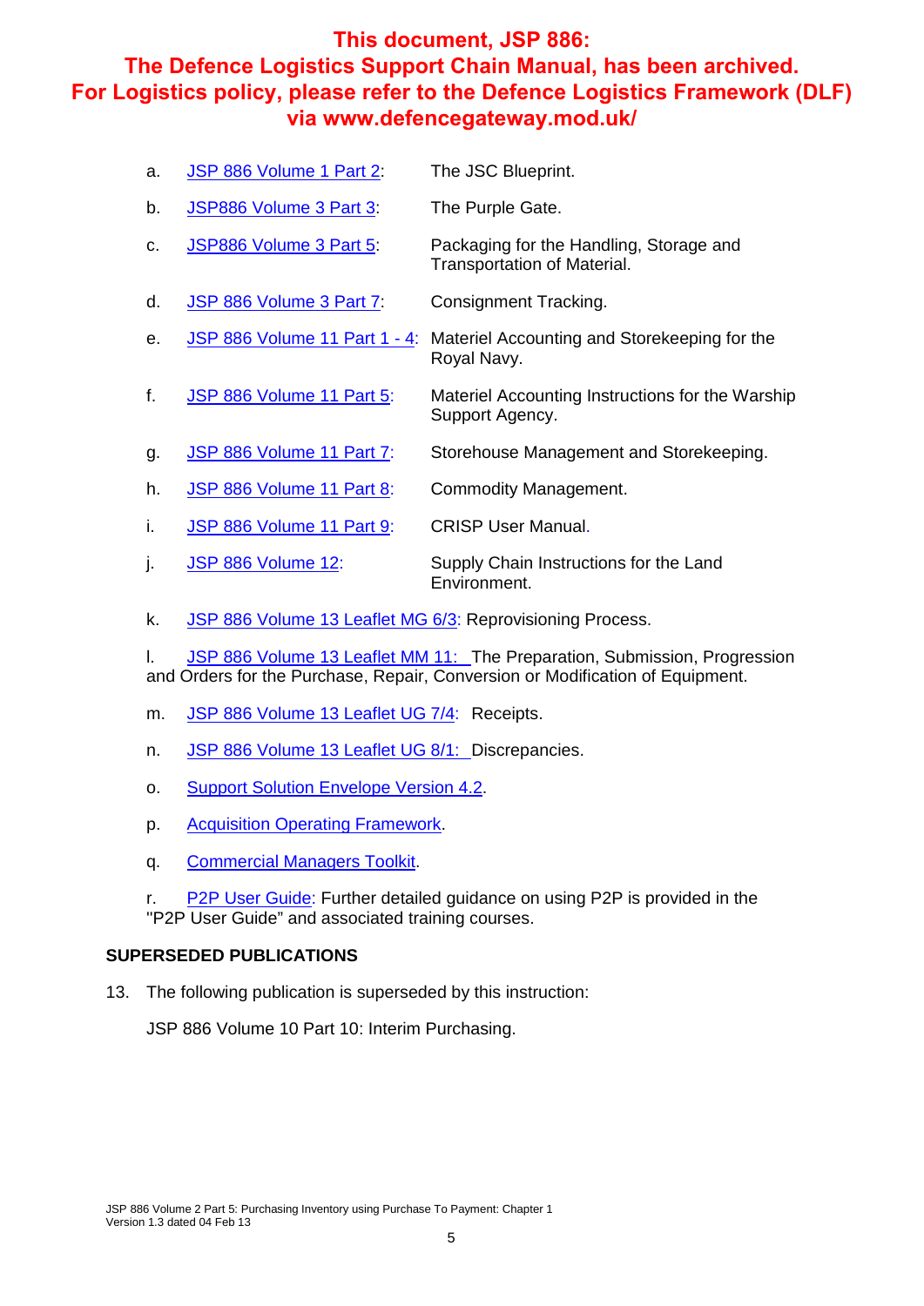**This document, JSP 886: The Defence Logistics Support Chain Manual, has been archived. For Logistics policy, please refer to the Defence Logistics Framework (DLF) via www.defencegateway.mod.uk/**

a. JSP 886 Volume 1 Part 2: The JSC Blueprint.

b. JSP886 Volume 3 Part 3: The Purple Gate.

c. JSP886 Volume 3 Part 5: Packaging for the Handling, Storage and Transportation of Material.

d. JSP 886 Volume 3 Part 7: Consignment Tracking.

e. JSP 886 Volume 11 Part 1 - 4: Materiel Accounting and Storekeeping for the Royal Navy.

f. JSP 886 Volume 11 Part 5: Materiel Accounting Instructions for the Warship Support Agency.

g. JSP 886 Volume 11 Part 7: Storehouse Management and Storekeeping.

h. JSP 886 Volume 11 Part 8: Commodity Management.

i. JSP 886 Volume 11 Part 9: CRISP User Manual.

j. JSP 886 Volume 12: Supply Chain Instructions for the Land Environment.

k. JSP 886 Volume 13 Leaflet MG 6/3: Reprovisioning Process.

l. JSP 886 Volume 13 Leaflet MM 11: The Preparation, Submission, Progression and Orders for the Purchase, Repair, Conversion or Modification of Equipment.

m. JSP 886 Volume 13 Leaflet UG 7/4: Receipts.

n. JSP 886 Volume 13 Leaflet UG 8/1: Discrepancies.

o. Support Solution Envelope Version 4.2.

p. Acquisition Operating Framework.

q. Commercial Managers Toolkit.

r. P2P User Guide: Further detailed guidance on using P2P is provided in the "P2P User Guide" and associated training courses.

**SUPERSEDED PUBLICATIONS**

13. The following publication is superseded by this instruction:

JSP 886 Volume 10 Part 10: Interim Purchasing.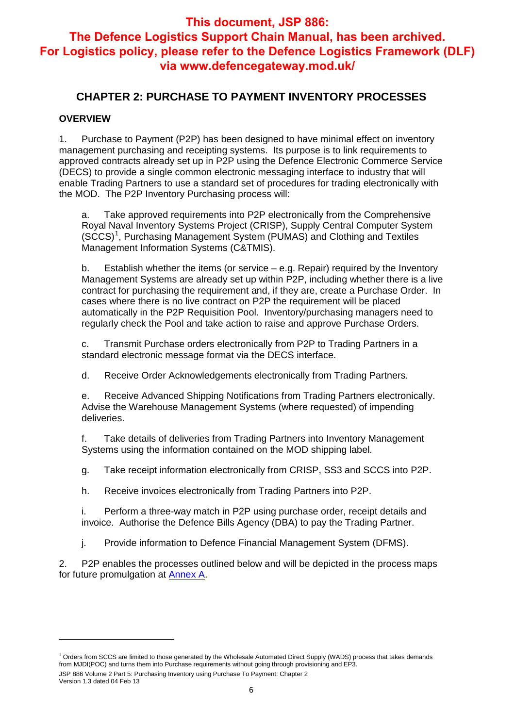**This document, JSP 886: The Defence Logistics Support Chain Manual, has been archived. For Logistics policy, please refer to the Defence Logistics Framework (DLF) via www.defencegateway.mod.uk/**

## CHAPTER 2: PURCHASE TO PAYMENT INVENTORY PROCESSES

### OVERVIEW

1. Purchase to Payment (P2P) has been designed to have minimal effect on inventory management purchasing and receipting systems. Its purpose is to link requirements to approved contracts already set up in P2P using the Defence Electronic Commerce Service (DECS) to provide a single common electronic messaging interface to industry that will enable Trading Partners to use a standard set of procedures for trading electronically with the MOD. The P2P Inventory Purchasing process will:

   a. Take approved requirements into P2P electronically from the Comprehensive Royal Naval Inventory Systems Project (CRISP), Supply Central Computer System (SCCS)[1], Purchasing Management System (PUMAS) and Clothing and Textiles Management Information Systems (C&TMIS).

   b. Establish whether the items (or service – e.g. Repair) required by the Inventory Management Systems are already set up within P2P, including whether there is a live contract for purchasing the requirement and, if they are, create a Purchase Order. In cases where there is no live contract on P2P the requirement will be placed automatically in the P2P Requisition Pool. Inventory/purchasing managers need to regularly check the Pool and take action to raise and approve Purchase Orders.

   c. Transmit Purchase orders electronically from P2P to Trading Partners in a standard electronic message format via the DECS interface.

   d. Receive Order Acknowledgements electronically from Trading Partners.

   e. Receive Advanced Shipping Notifications from Trading Partners electronically. Advise the Warehouse Management Systems (where requested) of impending deliveries.

   f. Take details of deliveries from Trading Partners into Inventory Management Systems using the information contained on the MOD shipping label.

   g. Take receipt information electronically from CRISP, SS3 and SCCS into P2P.

   h. Receive invoices electronically from Trading Partners into P2P.

   i. Perform a three-way match in P2P using purchase order, receipt details and invoice. Authorise the Defence Bills Agency (DBA) to pay the Trading Partner.

   j. Provide information to Defence Financial Management System (DFMS).

2. P2P enables the processes outlined below and will be depicted in the process maps for future promulgation at Annex A.

---

[1] Orders from SCCS are limited to those generated by the Wholesale Automated Direct Supply (WADS) process that takes demands from MJDI(POC) and turns them into Purchase requirements without going through provisioning and EP3.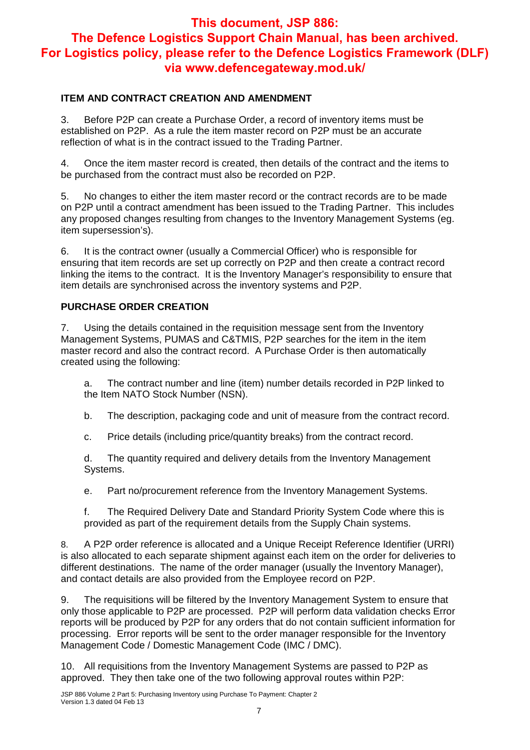**This document, JSP 886: The Defence Logistics Support Chain Manual, has been archived. For Logistics policy, please refer to the Defence Logistics Framework (DLF) via www.defencegateway.mod.uk/**

## ITEM AND CONTRACT CREATION AND AMENDMENT

3. Before P2P can create a Purchase Order, a record of inventory items must be established on P2P. As a rule the item master record on P2P must be an accurate reflection of what is in the contract issued to the Trading Partner.

4. Once the item master record is created, then details of the contract and the items to be purchased from the contract must also be recorded on P2P.

5. No changes to either the item master record or the contract records are to be made on P2P until a contract amendment has been issued to the Trading Partner. This includes any proposed changes resulting from changes to the Inventory Management Systems (eg. item supersession's).

6. It is the contract owner (usually a Commercial Officer) who is responsible for ensuring that item records are set up correctly on P2P and then create a contract record linking the items to the contract. It is the Inventory Manager's responsibility to ensure that item details are synchronised across the inventory systems and P2P.

## PURCHASE ORDER CREATION

7. Using the details contained in the requisition message sent from the Inventory Management Systems, PUMAS and C&TMIS, P2P searches for the item in the item master record and also the contract record. A Purchase Order is then automatically created using the following:

   a. The contract number and line (item) number details recorded in P2P linked to the Item NATO Stock Number (NSN).

   b. The description, packaging code and unit of measure from the contract record.

   c. Price details (including price/quantity breaks) from the contract record.

   d. The quantity required and delivery details from the Inventory Management Systems.

   e. Part no/procurement reference from the Inventory Management Systems.

   f. The Required Delivery Date and Standard Priority System Code where this is provided as part of the requirement details from the Supply Chain systems.

8. A P2P order reference is allocated and a Unique Receipt Reference Identifier (URRI) is also allocated to each separate shipment against each item on the order for deliveries to different destinations. The name of the order manager (usually the Inventory Manager), and contact details are also provided from the Employee record on P2P.

9. The requisitions will be filtered by the Inventory Management System to ensure that only those applicable to P2P are processed. P2P will perform data validation checks Error reports will be produced by P2P for any orders that do not contain sufficient information for processing. Error reports will be sent to the order manager responsible for the Inventory Management Code / Domestic Management Code (IMC / DMC).

10. All requisitions from the Inventory Management Systems are passed to P2P as approved. They then take one of the two following approval routes within P2P: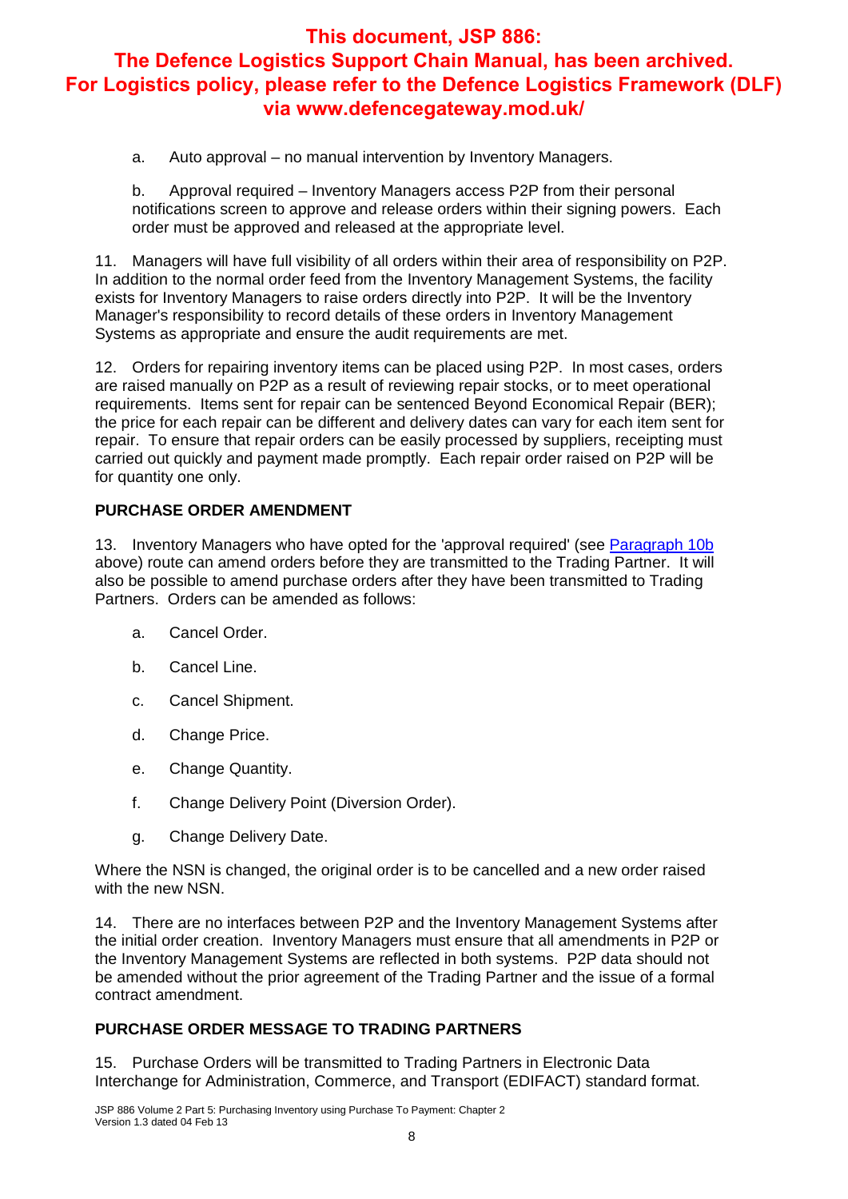a. Auto approval – no manual intervention by Inventory Managers.

b. Approval required – Inventory Managers access P2P from their personal notifications screen to approve and release orders within their signing powers. Each order must be approved and released at the appropriate level.

11. Managers will have full visibility of all orders within their area of responsibility on P2P. In addition to the normal order feed from the Inventory Management Systems, the facility exists for Inventory Managers to raise orders directly into P2P. It will be the Inventory Manager's responsibility to record details of these orders in Inventory Management Systems as appropriate and ensure the audit requirements are met.

12. Orders for repairing inventory items can be placed using P2P. In most cases, orders are raised manually on P2P as a result of reviewing repair stocks, or to meet operational requirements. Items sent for repair can be sentenced Beyond Economical Repair (BER); the price for each repair can be different and delivery dates can vary for each item sent for repair. To ensure that repair orders can be easily processed by suppliers, receipting must carried out quickly and payment made promptly. Each repair order raised on P2P will be for quantity one only.

## PURCHASE ORDER AMENDMENT

13. Inventory Managers who have opted for the 'approval required' (see Paragraph 10b above) route can amend orders before they are transmitted to the Trading Partner. It will also be possible to amend purchase orders after they have been transmitted to Trading Partners. Orders can be amended as follows:

a. Cancel Order.

b. Cancel Line.

c. Cancel Shipment.

d. Change Price.

e. Change Quantity.

f. Change Delivery Point (Diversion Order).

g. Change Delivery Date.

Where the NSN is changed, the original order is to be cancelled and a new order raised with the new NSN.

14. There are no interfaces between P2P and the Inventory Management Systems after the initial order creation. Inventory Managers must ensure that all amendments in P2P or the Inventory Management Systems are reflected in both systems. P2P data should not be amended without the prior agreement of the Trading Partner and the issue of a formal contract amendment.

## PURCHASE ORDER MESSAGE TO TRADING PARTNERS

15. Purchase Orders will be transmitted to Trading Partners in Electronic Data Interchange for Administration, Commerce, and Transport (EDIFACT) standard format.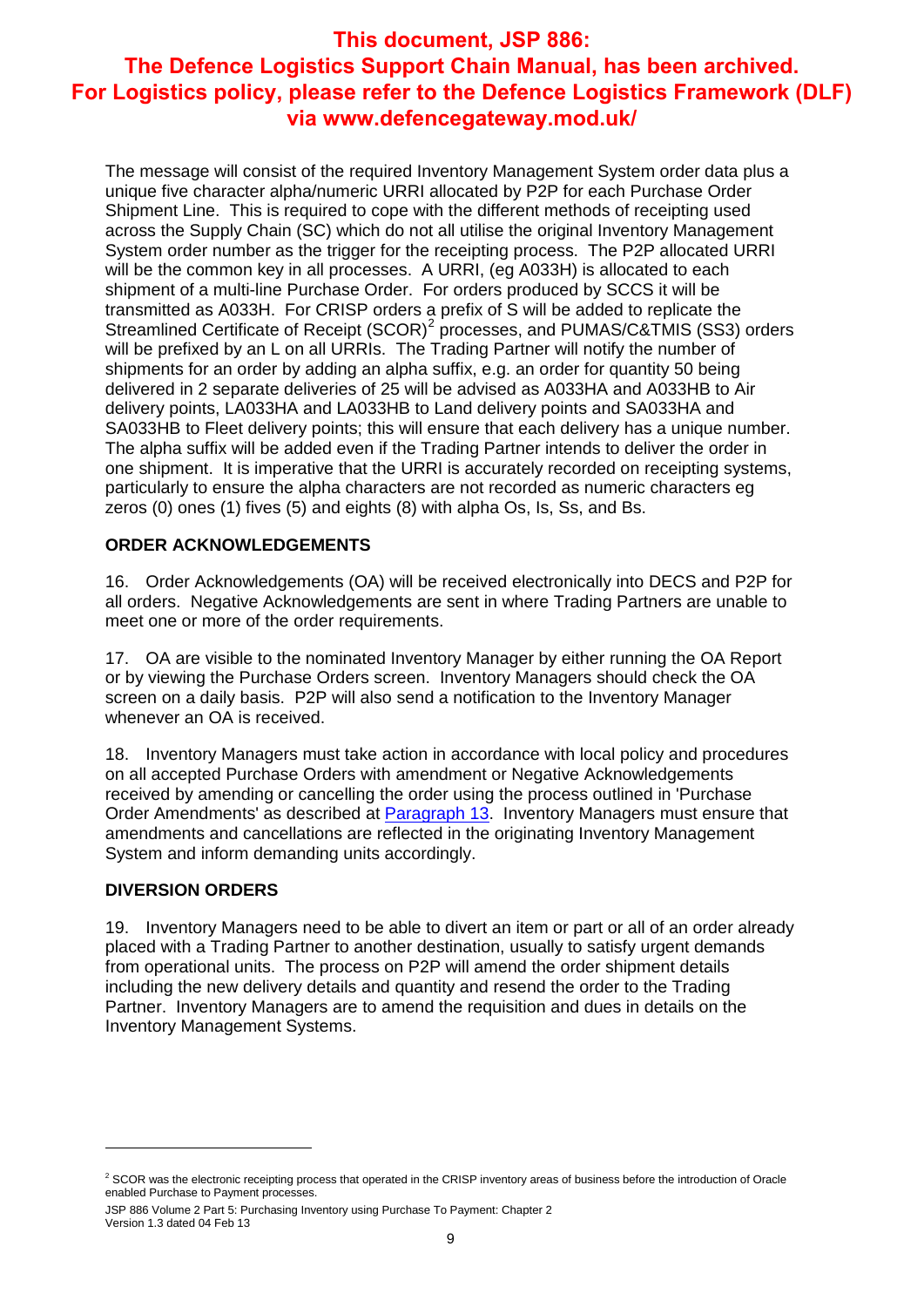**This document, JSP 886: The Defence Logistics Support Chain Manual, has been archived. For Logistics policy, please refer to the Defence Logistics Framework (DLF) via www.defencegateway.mod.uk/**

The message will consist of the required Inventory Management System order data plus a unique five character alpha/numeric URRI allocated by P2P for each Purchase Order Shipment Line. This is required to cope with the different methods of receipting used across the Supply Chain (SC) which do not all utilise the original Inventory Management System order number as the trigger for the receipting process. The P2P allocated URRI will be the common key in all processes. A URRI, (eg A033H) is allocated to each shipment of a multi-line Purchase Order. For orders produced by SCCS it will be transmitted as A033H. For CRISP orders a prefix of S will be added to replicate the Streamlined Certificate of Receipt (SCOR)[2] processes, and PUMAS/C&TMIS (SS3) orders will be prefixed by an L on all URRIs. The Trading Partner will notify the number of shipments for an order by adding an alpha suffix, e.g. an order for quantity 50 being delivered in 2 separate deliveries of 25 will be advised as A033HA and A033HB to Air delivery points, LA033HA and LA033HB to Land delivery points and SA033HA and SA033HB to Fleet delivery points; this will ensure that each delivery has a unique number. The alpha suffix will be added even if the Trading Partner intends to deliver the order in one shipment. It is imperative that the URRI is accurately recorded on receipting systems, particularly to ensure the alpha characters are not recorded as numeric characters eg zeros (0) ones (1) fives (5) and eights (8) with alpha Os, Is, Ss, and Bs.

## ORDER ACKNOWLEDGEMENTS

16. Order Acknowledgements (OA) will be received electronically into DECS and P2P for all orders. Negative Acknowledgements are sent in where Trading Partners are unable to meet one or more of the order requirements.

17. OA are visible to the nominated Inventory Manager by either running the OA Report or by viewing the Purchase Orders screen. Inventory Managers should check the OA screen on a daily basis. P2P will also send a notification to the Inventory Manager whenever an OA is received.

18. Inventory Managers must take action in accordance with local policy and procedures on all accepted Purchase Orders with amendment or Negative Acknowledgements received by amending or cancelling the order using the process outlined in 'Purchase Order Amendments' as described at Paragraph 13. Inventory Managers must ensure that amendments and cancellations are reflected in the originating Inventory Management System and inform demanding units accordingly.

## DIVERSION ORDERS

19. Inventory Managers need to be able to divert an item or part or all of an order already placed with a Trading Partner to another destination, usually to satisfy urgent demands from operational units. The process on P2P will amend the order shipment details including the new delivery details and quantity and resend the order to the Trading Partner. Inventory Managers are to amend the requisition and dues in details on the Inventory Management Systems.

---

[2] SCOR was the electronic receipting process that operated in the CRISP inventory areas of business before the introduction of Oracle enabled Purchase to Payment processes.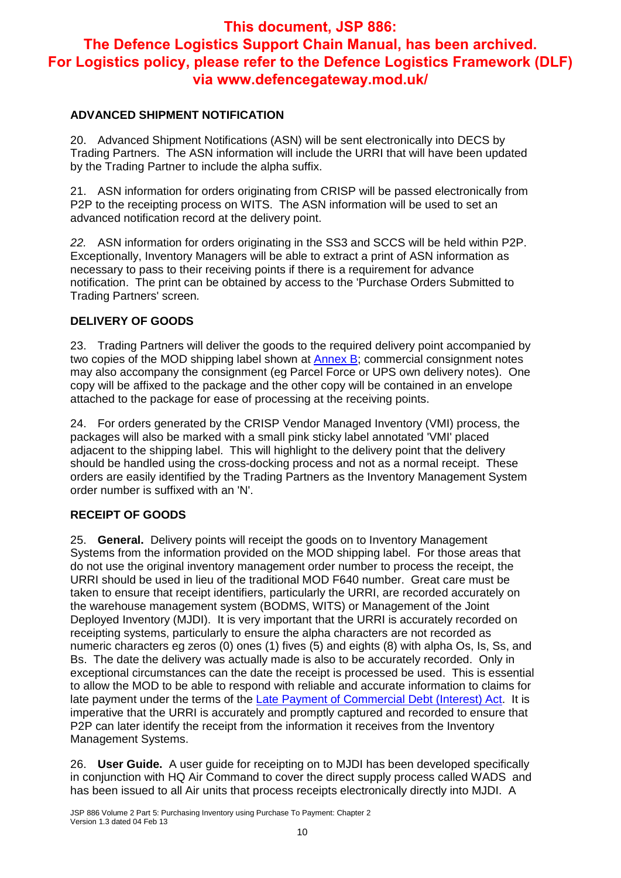**This document, JSP 886: The Defence Logistics Support Chain Manual, has been archived. For Logistics policy, please refer to the Defence Logistics Framework (DLF) via www.defencegateway.mod.uk/**

**ADVANCED SHIPMENT NOTIFICATION**

20. Advanced Shipment Notifications (ASN) will be sent electronically into DECS by Trading Partners. The ASN information will include the URRI that will have been updated by the Trading Partner to include the alpha suffix.

21. ASN information for orders originating from CRISP will be passed electronically from P2P to the receipting process on WITS. The ASN information will be used to set an advanced notification record at the delivery point.

*22.* ASN information for orders originating in the SS3 and SCCS will be held within P2P. Exceptionally, Inventory Managers will be able to extract a print of ASN information as necessary to pass to their receiving points if there is a requirement for advance notification. The print can be obtained by access to the 'Purchase Orders Submitted to Trading Partners' screen.

**DELIVERY OF GOODS**

23. Trading Partners will deliver the goods to the required delivery point accompanied by two copies of the MOD shipping label shown at Annex B; commercial consignment notes may also accompany the consignment (eg Parcel Force or UPS own delivery notes). One copy will be affixed to the package and the other copy will be contained in an envelope attached to the package for ease of processing at the receiving points.

24. For orders generated by the CRISP Vendor Managed Inventory (VMI) process, the packages will also be marked with a small pink sticky label annotated 'VMI' placed adjacent to the shipping label. This will highlight to the delivery point that the delivery should be handled using the cross-docking process and not as a normal receipt. These orders are easily identified by the Trading Partners as the Inventory Management System order number is suffixed with an 'N'.

**RECEIPT OF GOODS**

25. **General.** Delivery points will receipt the goods on to Inventory Management Systems from the information provided on the MOD shipping label. For those areas that do not use the original inventory management order number to process the receipt, the URRI should be used in lieu of the traditional MOD F640 number. Great care must be taken to ensure that receipt identifiers, particularly the URRI, are recorded accurately on the warehouse management system (BODMS, WITS) or Management of the Joint Deployed Inventory (MJDI). It is very important that the URRI is accurately recorded on receipting systems, particularly to ensure the alpha characters are not recorded as numeric characters eg zeros (0) ones (1) fives (5) and eights (8) with alpha Os, Is, Ss, and Bs. The date the delivery was actually made is also to be accurately recorded. Only in exceptional circumstances can the date the receipt is processed be used. This is essential to allow the MOD to be able to respond with reliable and accurate information to claims for late payment under the terms of the Late Payment of Commercial Debt (Interest) Act. It is imperative that the URRI is accurately and promptly captured and recorded to ensure that P2P can later identify the receipt from the information it receives from the Inventory Management Systems.

26. **User Guide.** A user guide for receipting on to MJDI has been developed specifically in conjunction with HQ Air Command to cover the direct supply process called WADS and has been issued to all Air units that process receipts electronically directly into MJDI. A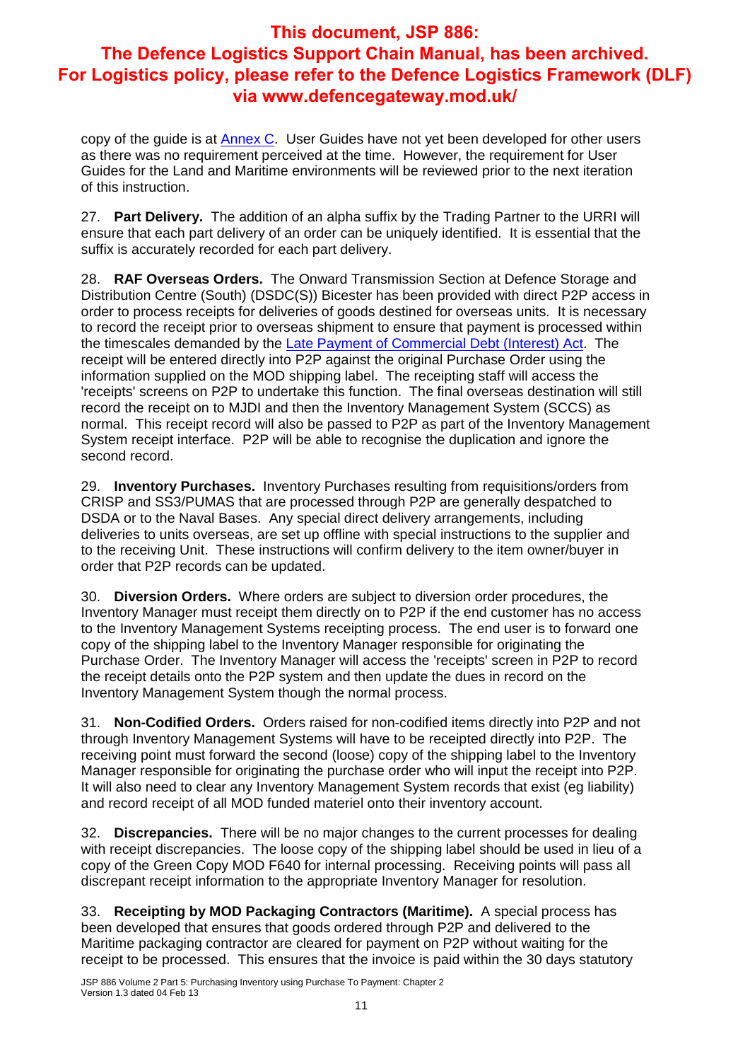copy of the guide is at [Annex C](). User Guides have not yet been developed for other users as there was no requirement perceived at the time. However, the requirement for User Guides for the Land and Maritime environments will be reviewed prior to the next iteration of this instruction.

27. **Part Delivery.** The addition of an alpha suffix by the Trading Partner to the URRI will ensure that each part delivery of an order can be uniquely identified. It is essential that the suffix is accurately recorded for each part delivery.

28. **RAF Overseas Orders.** The Onward Transmission Section at Defence Storage and Distribution Centre (South) (DSDC(S)) Bicester has been provided with direct P2P access in order to process receipts for deliveries of goods destined for overseas units. It is necessary to record the receipt prior to overseas shipment to ensure that payment is processed within the timescales demanded by the [Late Payment of Commercial Debt (Interest) Act](). The receipt will be entered directly into P2P against the original Purchase Order using the information supplied on the MOD shipping label. The receipting staff will access the 'receipts' screens on P2P to undertake this function. The final overseas destination will still record the receipt on to MJDI and then the Inventory Management System (SCCS) as normal. This receipt record will also be passed to P2P as part of the Inventory Management System receipt interface. P2P will be able to recognise the duplication and ignore the second record.

29. **Inventory Purchases.** Inventory Purchases resulting from requisitions/orders from CRISP and SS3/PUMAS that are processed through P2P are generally despatched to DSDA or to the Naval Bases. Any special direct delivery arrangements, including deliveries to units overseas, are set up offline with special instructions to the supplier and to the receiving Unit. These instructions will confirm delivery to the item owner/buyer in order that P2P records can be updated.

30. **Diversion Orders.** Where orders are subject to diversion order procedures, the Inventory Manager must receipt them directly on to P2P if the end customer has no access to the Inventory Management Systems receipting process. The end user is to forward one copy of the shipping label to the Inventory Manager responsible for originating the Purchase Order. The Inventory Manager will access the 'receipts' screen in P2P to record the receipt details onto the P2P system and then update the dues in record on the Inventory Management System though the normal process.

31. **Non-Codified Orders.** Orders raised for non-codified items directly into P2P and not through Inventory Management Systems will have to be receipted directly into P2P. The receiving point must forward the second (loose) copy of the shipping label to the Inventory Manager responsible for originating the purchase order who will input the receipt into P2P. It will also need to clear any Inventory Management System records that exist (eg liability) and record receipt of all MOD funded materiel onto their inventory account.

32. **Discrepancies.** There will be no major changes to the current processes for dealing with receipt discrepancies. The loose copy of the shipping label should be used in lieu of a copy of the Green Copy MOD F640 for internal processing. Receiving points will pass all discrepant receipt information to the appropriate Inventory Manager for resolution.

33. **Receipting by MOD Packaging Contractors (Maritime).** A special process has been developed that ensures that goods ordered through P2P and delivered to the Maritime packaging contractor are cleared for payment on P2P without waiting for the receipt to be processed. This ensures that the invoice is paid within the 30 days statutory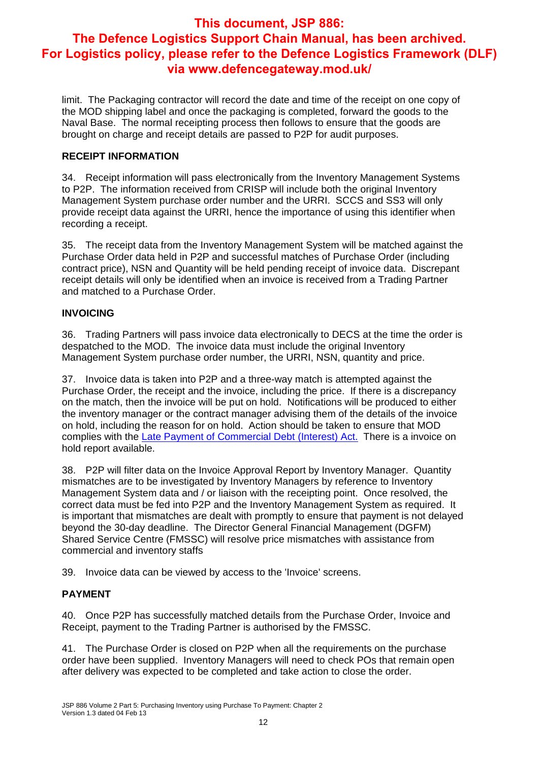**This document, JSP 886: The Defence Logistics Support Chain Manual, has been archived. For Logistics policy, please refer to the Defence Logistics Framework (DLF) via www.defencegateway.mod.uk/**

limit. The Packaging contractor will record the date and time of the receipt on one copy of the MOD shipping label and once the packaging is completed, forward the goods to the Naval Base. The normal receipting process then follows to ensure that the goods are brought on charge and receipt details are passed to P2P for audit purposes.

## RECEIPT INFORMATION

34. Receipt information will pass electronically from the Inventory Management Systems to P2P. The information received from CRISP will include both the original Inventory Management System purchase order number and the URRI. SCCS and SS3 will only provide receipt data against the URRI, hence the importance of using this identifier when recording a receipt.

35. The receipt data from the Inventory Management System will be matched against the Purchase Order data held in P2P and successful matches of Purchase Order (including contract price), NSN and Quantity will be held pending receipt of invoice data. Discrepant receipt details will only be identified when an invoice is received from a Trading Partner and matched to a Purchase Order.

## INVOICING

36. Trading Partners will pass invoice data electronically to DECS at the time the order is despatched to the MOD. The invoice data must include the original Inventory Management System purchase order number, the URRI, NSN, quantity and price.

37. Invoice data is taken into P2P and a three-way match is attempted against the Purchase Order, the receipt and the invoice, including the price. If there is a discrepancy on the match, then the invoice will be put on hold. Notifications will be produced to either the inventory manager or the contract manager advising them of the details of the invoice on hold, including the reason for on hold. Action should be taken to ensure that MOD complies with the Late Payment of Commercial Debt (Interest) Act. There is a invoice on hold report available.

38. P2P will filter data on the Invoice Approval Report by Inventory Manager. Quantity mismatches are to be investigated by Inventory Managers by reference to Inventory Management System data and / or liaison with the receipting point. Once resolved, the correct data must be fed into P2P and the Inventory Management System as required. It is important that mismatches are dealt with promptly to ensure that payment is not delayed beyond the 30-day deadline. The Director General Financial Management (DGFM) Shared Service Centre (FMSSC) will resolve price mismatches with assistance from commercial and inventory staffs

39. Invoice data can be viewed by access to the 'Invoice' screens.

## PAYMENT

40. Once P2P has successfully matched details from the Purchase Order, Invoice and Receipt, payment to the Trading Partner is authorised by the FMSSC.

41. The Purchase Order is closed on P2P when all the requirements on the purchase order have been supplied. Inventory Managers will need to check POs that remain open after delivery was expected to be completed and take action to close the order.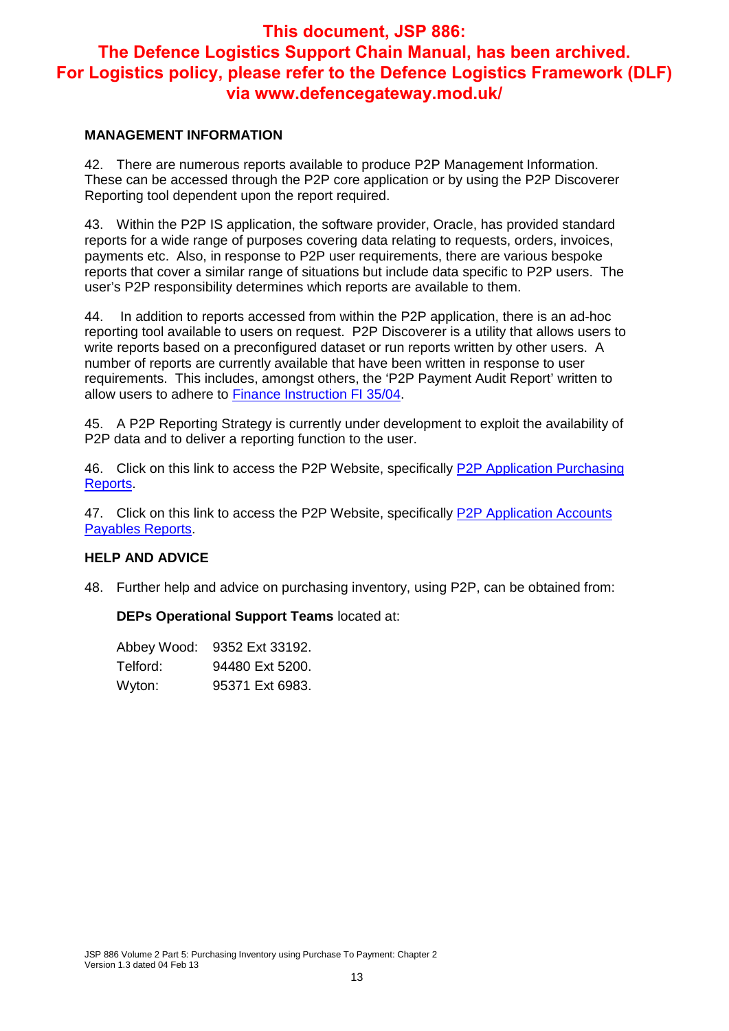**This document, JSP 886: The Defence Logistics Support Chain Manual, has been archived. For Logistics policy, please refer to the Defence Logistics Framework (DLF) via www.defencegateway.mod.uk/**

## MANAGEMENT INFORMATION

42. There are numerous reports available to produce P2P Management Information. These can be accessed through the P2P core application or by using the P2P Discoverer Reporting tool dependent upon the report required.

43. Within the P2P IS application, the software provider, Oracle, has provided standard reports for a wide range of purposes covering data relating to requests, orders, invoices, payments etc. Also, in response to P2P user requirements, there are various bespoke reports that cover a similar range of situations but include data specific to P2P users. The user's P2P responsibility determines which reports are available to them.

44. In addition to reports accessed from within the P2P application, there is an ad-hoc reporting tool available to users on request. P2P Discoverer is a utility that allows users to write reports based on a preconfigured dataset or run reports written by other users. A number of reports are currently available that have been written in response to user requirements. This includes, amongst others, the 'P2P Payment Audit Report' written to allow users to adhere to Finance Instruction FI 35/04.

45. A P2P Reporting Strategy is currently under development to exploit the availability of P2P data and to deliver a reporting function to the user.

46. Click on this link to access the P2P Website, specifically P2P Application Purchasing Reports.

47. Click on this link to access the P2P Website, specifically P2P Application Accounts Payables Reports.

## HELP AND ADVICE

48. Further help and advice on purchasing inventory, using P2P, can be obtained from:

**DEPs Operational Support Teams** located at:

| | |
|---|---|
| Abbey Wood: | 9352 Ext 33192. |
| Telford: | 94480 Ext 5200. |
| Wyton: | 95371 Ext 6983. |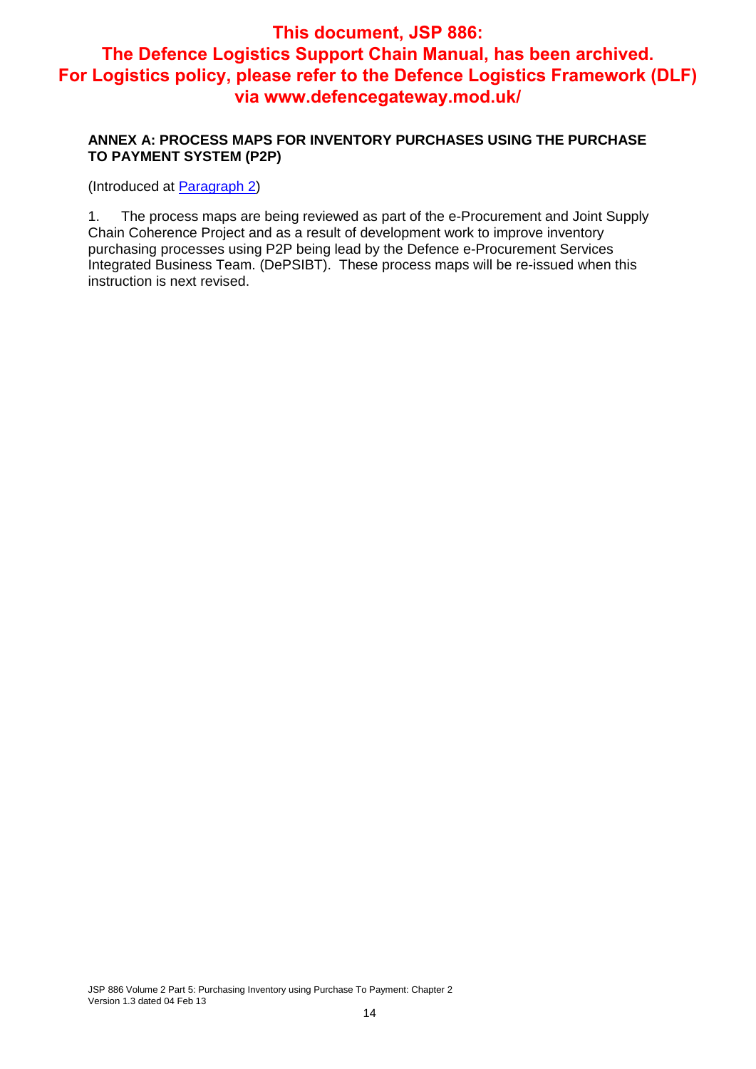**This document, JSP 886: The Defence Logistics Support Chain Manual, has been archived. For Logistics policy, please refer to the Defence Logistics Framework (DLF) via www.defencegateway.mod.uk/**

## ANNEX A: PROCESS MAPS FOR INVENTORY PURCHASES USING THE PURCHASE TO PAYMENT SYSTEM (P2P)

(Introduced at [Paragraph 2])

1. The process maps are being reviewed as part of the e-Procurement and Joint Supply Chain Coherence Project and as a result of development work to improve inventory purchasing processes using P2P being lead by the Defence e-Procurement Services Integrated Business Team. (DePSIBT). These process maps will be re-issued when this instruction is next revised.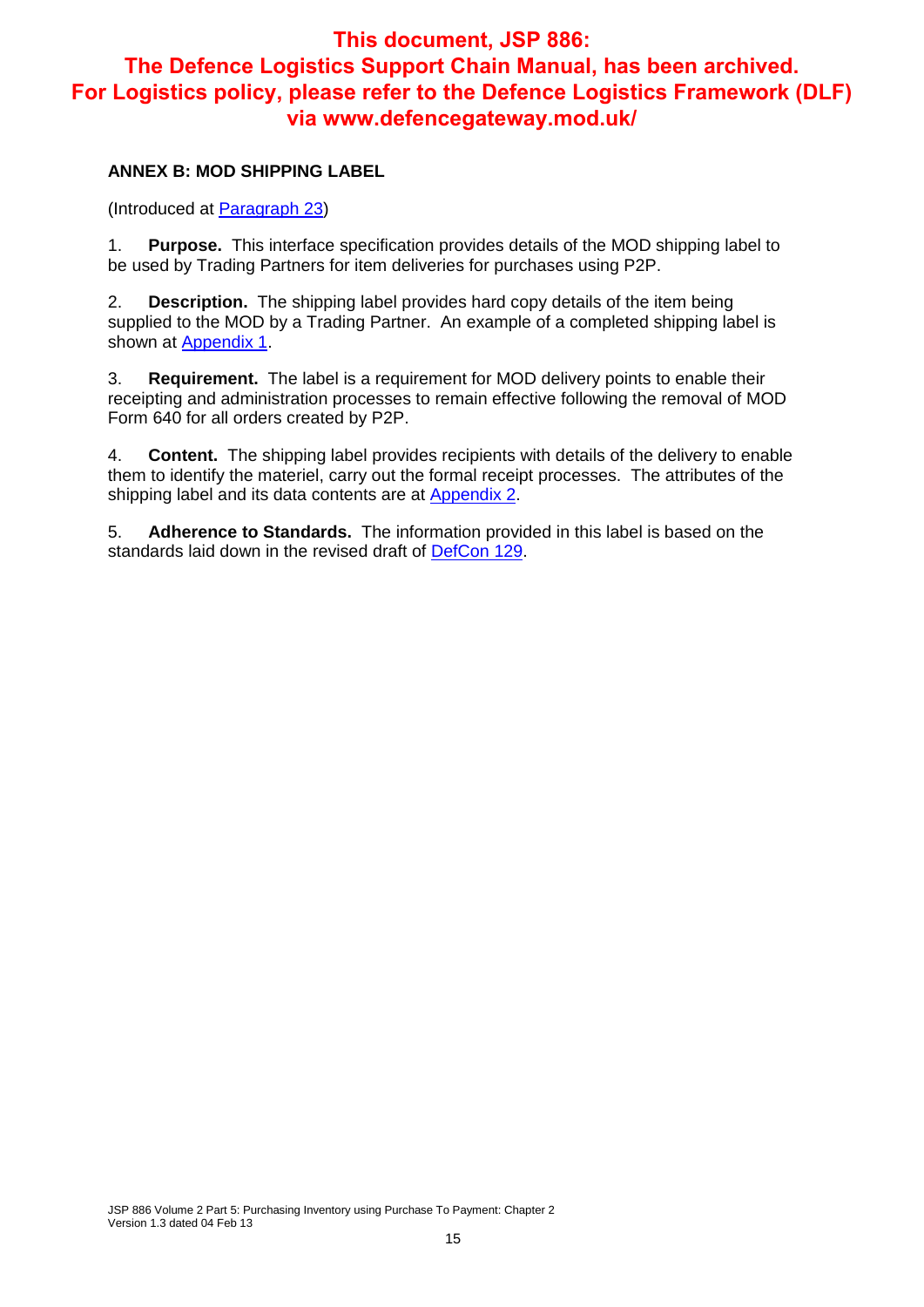**This document, JSP 886: The Defence Logistics Support Chain Manual, has been archived. For Logistics policy, please refer to the Defence Logistics Framework (DLF) via www.defencegateway.mod.uk/**

## ANNEX B: MOD SHIPPING LABEL

(Introduced at Paragraph 23)

1. **Purpose.** This interface specification provides details of the MOD shipping label to be used by Trading Partners for item deliveries for purchases using P2P.

2. **Description.** The shipping label provides hard copy details of the item being supplied to the MOD by a Trading Partner. An example of a completed shipping label is shown at Appendix 1.

3. **Requirement.** The label is a requirement for MOD delivery points to enable their receipting and administration processes to remain effective following the removal of MOD Form 640 for all orders created by P2P.

4. **Content.** The shipping label provides recipients with details of the delivery to enable them to identify the materiel, carry out the formal receipt processes. The attributes of the shipping label and its data contents are at Appendix 2.

5. **Adherence to Standards.** The information provided in this label is based on the standards laid down in the revised draft of DefCon 129.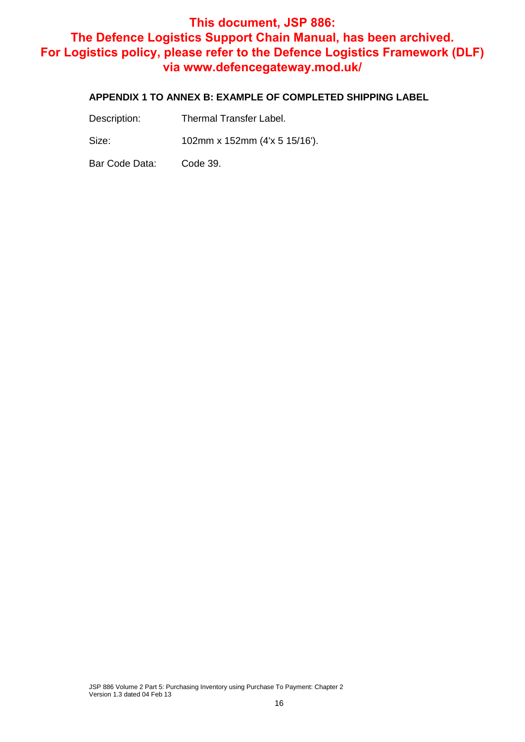**This document, JSP 886: The Defence Logistics Support Chain Manual, has been archived. For Logistics policy, please refer to the Defence Logistics Framework (DLF) via www.defencegateway.mod.uk/**

### APPENDIX 1 TO ANNEX B: EXAMPLE OF COMPLETED SHIPPING LABEL

Description: Thermal Transfer Label.

Size: 102mm x 152mm (4'x 5 15/16').

Bar Code Data: Code 39.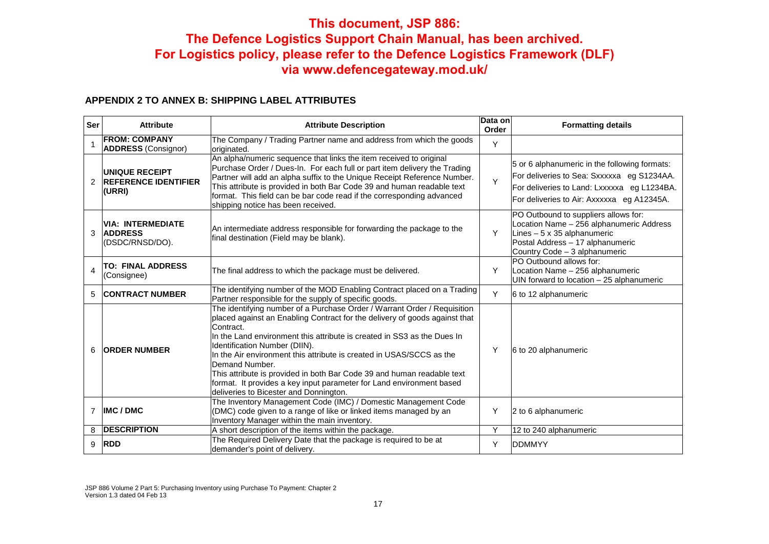**This document, JSP 886:**
**The Defence Logistics Support Chain Manual, has been archived.**
**For Logistics policy, please refer to the Defence Logistics Framework (DLF)**
**via www.defencegateway.mod.uk/**

## APPENDIX 2 TO ANNEX B: SHIPPING LABEL ATTRIBUTES

| Ser | Attribute | Attribute Description | Data on Order | Formatting details |
|---|---|---|---|---|
| 1 | **FROM: COMPANY ADDRESS** (Consignor) | The Company / Trading Partner name and address from which the goods originated. | Y | |
| 2 | **UNIQUE RECEIPT REFERENCE IDENTIFIER (URRI)** | An alpha/numeric sequence that links the item received to original Purchase Order / Dues-In. For each full or part item delivery the Trading Partner will add an alpha suffix to the Unique Receipt Reference Number. This attribute is provided in both Bar Code 39 and human readable text format. This field can be bar code read if the corresponding advanced shipping notice has been received. | Y | 5 or 6 alphanumeric in the following formats:<br>For deliveries to Sea: Sxxxxxa eg S1234AA.<br>For deliveries to Land: Lxxxxxa eg L1234BA.<br>For deliveries to Air: Axxxxxa eg A12345A. |
| 3 | **VIA: INTERMEDIATE ADDRESS** (DSDC/RNSD/DO). | An intermediate address responsible for forwarding the package to the final destination (Field may be blank). | Y | PO Outbound to suppliers allows for:<br>Location Name – 256 alphanumeric Address Lines – 5 x 35 alphanumeric<br>Postal Address – 17 alphanumeric<br>Country Code – 3 alphanumeric |
| 4 | **TO: FINAL ADDRESS** (Consignee) | The final address to which the package must be delivered. | Y | PO Outbound allows for:<br>Location Name – 256 alphanumeric<br>UIN forward to location – 25 alphanumeric |
| 5 | **CONTRACT NUMBER** | The identifying number of the MOD Enabling Contract placed on a Trading Partner responsible for the supply of specific goods. | Y | 6 to 12 alphanumeric |
| 6 | **ORDER NUMBER** | The identifying number of a Purchase Order / Warrant Order / Requisition placed against an Enabling Contract for the delivery of goods against that Contract.<br>In the Land environment this attribute is created in SS3 as the Dues In Identification Number (DIIN).<br>In the Air environment this attribute is created in USAS/SCCS as the Demand Number.<br>This attribute is provided in both Bar Code 39 and human readable text format. It provides a key input parameter for Land environment based deliveries to Bicester and Donnington. | Y | 6 to 20 alphanumeric |
| 7 | **IMC / DMC** | The Inventory Management Code (IMC) / Domestic Management Code (DMC) code given to a range of like or linked items managed by an Inventory Manager within the main inventory. | Y | 2 to 6 alphanumeric |
| 8 | **DESCRIPTION** | A short description of the items within the package. | Y | 12 to 240 alphanumeric |
| 9 | **RDD** | The Required Delivery Date that the package is required to be at demander's point of delivery. | Y | DDMMYY |

JSP 886 Volume 2 Part 5: Purchasing Inventory using Purchase To Payment: Chapter 2
Version 1.3 dated 04 Feb 13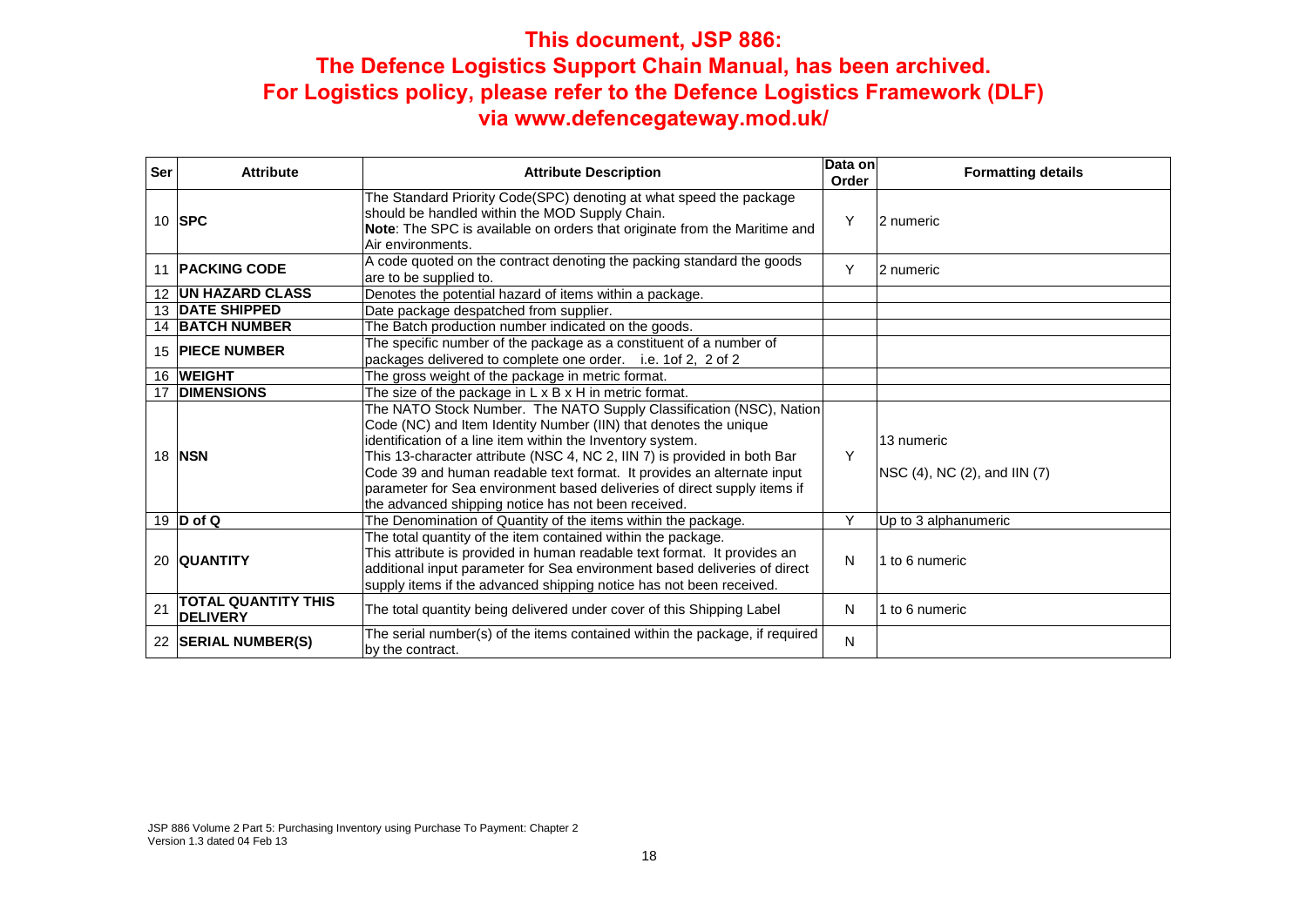**This document, JSP 886:**
**The Defence Logistics Support Chain Manual, has been archived.**
**For Logistics policy, please refer to the Defence Logistics Framework (DLF)**
**via www.defencegateway.mod.uk/**

| Ser | Attribute | Attribute Description | Data on Order | Formatting details |
|---|---|---|---|---|
| 10 | **SPC** | The Standard Priority Code(SPC) denoting at what speed the package should be handled within the MOD Supply Chain.<br>**Note**: The SPC is available on orders that originate from the Maritime and Air environments. | Y | 2 numeric |
| 11 | **PACKING CODE** | A code quoted on the contract denoting the packing standard the goods are to be supplied to. | Y | 2 numeric |
| 12 | **UN HAZARD CLASS** | Denotes the potential hazard of items within a package. | | |
| 13 | **DATE SHIPPED** | Date package despatched from supplier. | | |
| 14 | **BATCH NUMBER** | The Batch production number indicated on the goods. | | |
| 15 | **PIECE NUMBER** | The specific number of the package as a constituent of a number of packages delivered to complete one order. i.e. 1of 2, 2 of 2 | | |
| 16 | **WEIGHT** | The gross weight of the package in metric format. | | |
| 17 | **DIMENSIONS** | The size of the package in L x B x H in metric format. | | |
| 18 | **NSN** | The NATO Stock Number. The NATO Supply Classification (NSC), Nation Code (NC) and Item Identity Number (IIN) that denotes the unique identification of a line item within the Inventory system.<br>This 13-character attribute (NSC 4, NC 2, IIN 7) is provided in both Bar Code 39 and human readable text format. It provides an alternate input parameter for Sea environment based deliveries of direct supply items if the advanced shipping notice has not been received. | Y | 13 numeric<br>NSC (4), NC (2), and IIN (7) |
| 19 | **D of Q** | The Denomination of Quantity of the items within the package. | Y | Up to 3 alphanumeric |
| 20 | **QUANTITY** | The total quantity of the item contained within the package.<br>This attribute is provided in human readable text format. It provides an additional input parameter for Sea environment based deliveries of direct supply items if the advanced shipping notice has not been received. | N | 1 to 6 numeric |
| 21 | **TOTAL QUANTITY THIS DELIVERY** | The total quantity being delivered under cover of this Shipping Label | N | 1 to 6 numeric |
| 22 | **SERIAL NUMBER(S)** | The serial number(s) of the items contained within the package, if required by the contract. | N | |

JSP 886 Volume 2 Part 5: Purchasing Inventory using Purchase To Payment: Chapter 2
Version 1.3 dated 04 Feb 13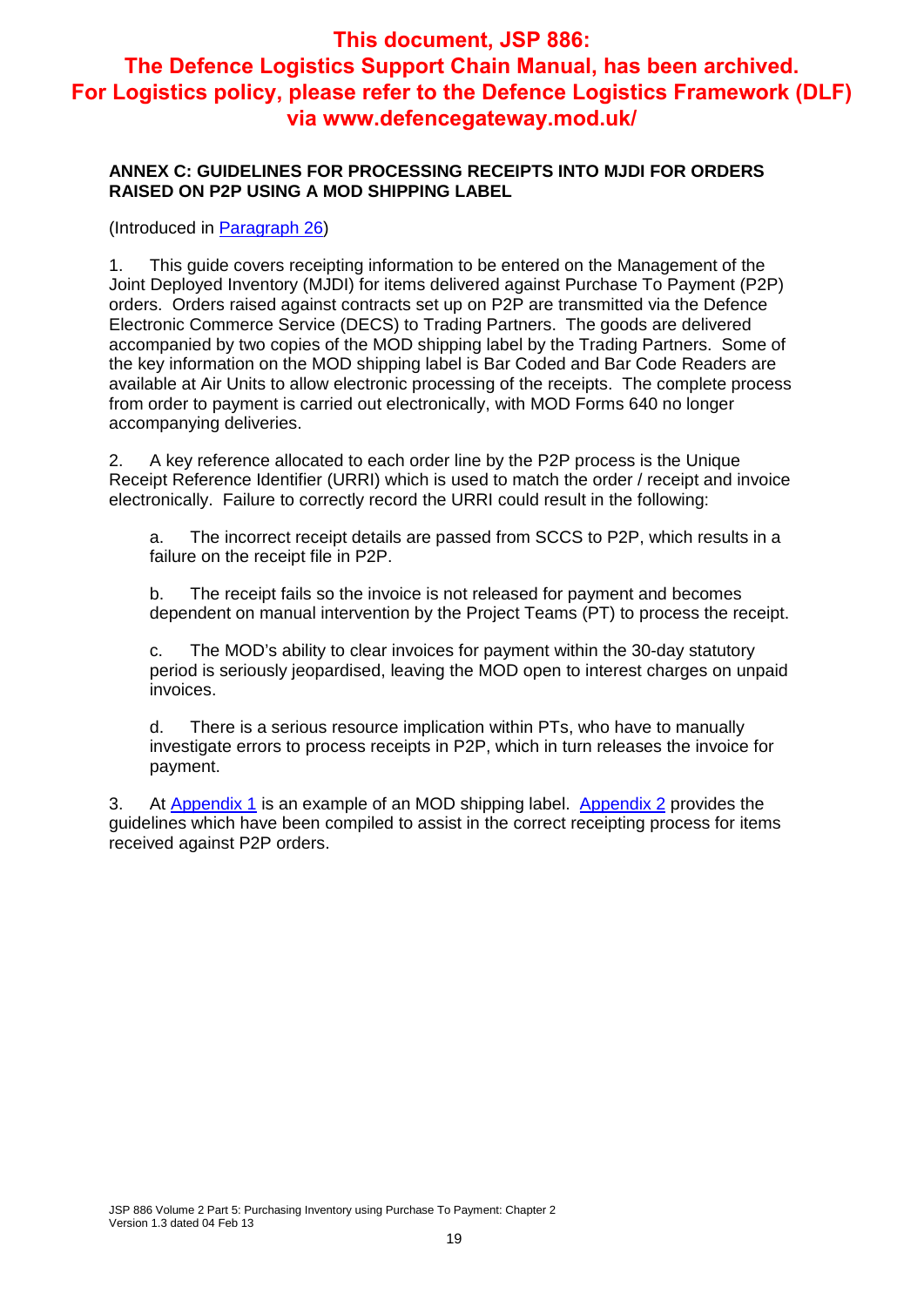**This document, JSP 886: The Defence Logistics Support Chain Manual, has been archived. For Logistics policy, please refer to the Defence Logistics Framework (DLF) via www.defencegateway.mod.uk/**

## ANNEX C: GUIDELINES FOR PROCESSING RECEIPTS INTO MJDI FOR ORDERS RAISED ON P2P USING A MOD SHIPPING LABEL

(Introduced in Paragraph 26)

1. This guide covers receipting information to be entered on the Management of the Joint Deployed Inventory (MJDI) for items delivered against Purchase To Payment (P2P) orders. Orders raised against contracts set up on P2P are transmitted via the Defence Electronic Commerce Service (DECS) to Trading Partners. The goods are delivered accompanied by two copies of the MOD shipping label by the Trading Partners. Some of the key information on the MOD shipping label is Bar Coded and Bar Code Readers are available at Air Units to allow electronic processing of the receipts. The complete process from order to payment is carried out electronically, with MOD Forms 640 no longer accompanying deliveries.

2. A key reference allocated to each order line by the P2P process is the Unique Receipt Reference Identifier (URRI) which is used to match the order / receipt and invoice electronically. Failure to correctly record the URRI could result in the following:

   a. The incorrect receipt details are passed from SCCS to P2P, which results in a failure on the receipt file in P2P.

   b. The receipt fails so the invoice is not released for payment and becomes dependent on manual intervention by the Project Teams (PT) to process the receipt.

   c. The MOD's ability to clear invoices for payment within the 30-day statutory period is seriously jeopardised, leaving the MOD open to interest charges on unpaid invoices.

   d. There is a serious resource implication within PTs, who have to manually investigate errors to process receipts in P2P, which in turn releases the invoice for payment.

3. At Appendix 1 is an example of an MOD shipping label. Appendix 2 provides the guidelines which have been compiled to assist in the correct receipting process for items received against P2P orders.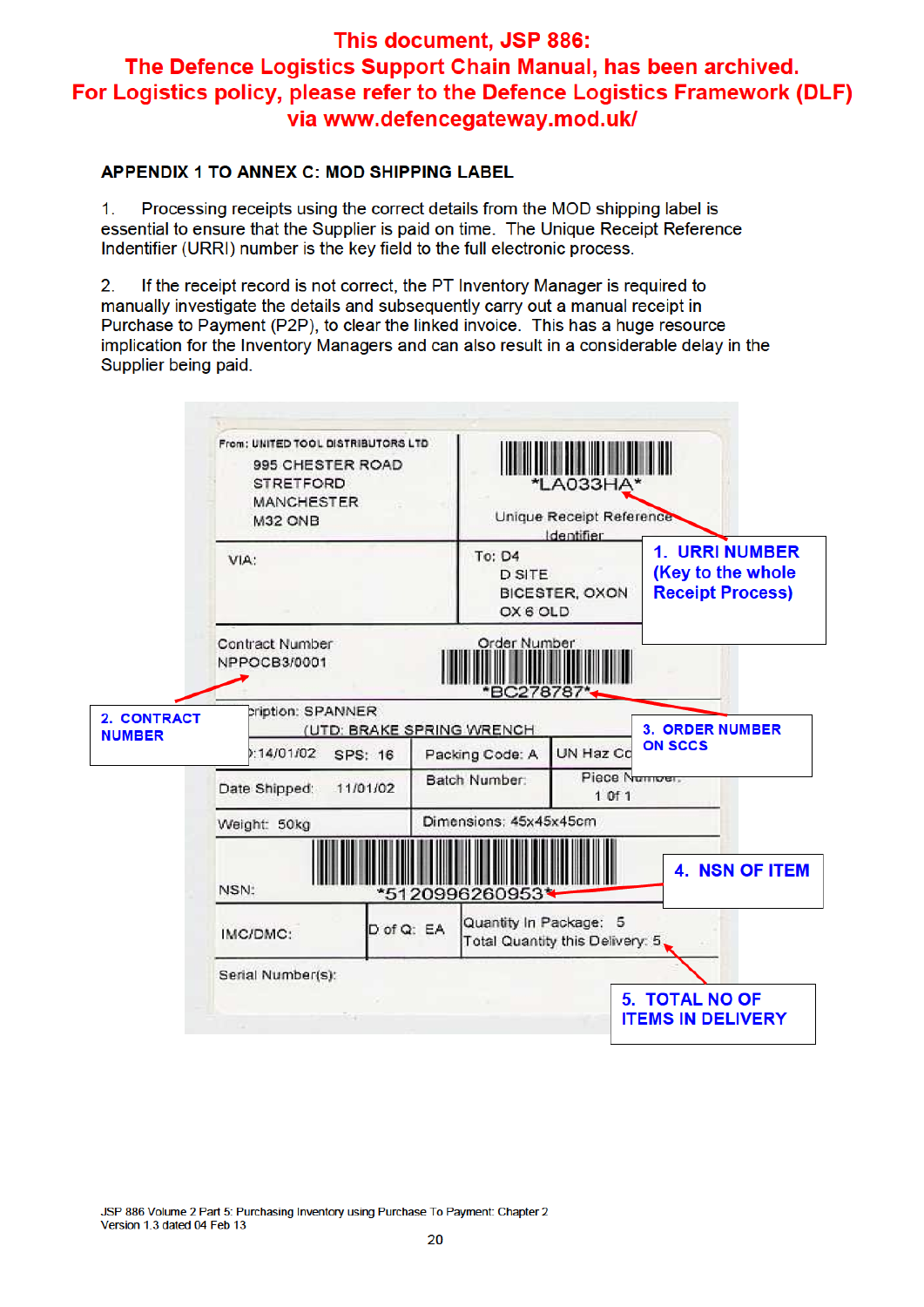This document, JSP 886:
The Defence Logistics Support Chain Manual, has been archived.
For Logistics policy, please refer to the Defence Logistics Framework (DLF)
via www.defencegateway.mod.uk/

## APPENDIX 1 TO ANNEX C: MOD SHIPPING LABEL

1. Processing receipts using the correct details from the MOD shipping label is essential to ensure that the Supplier is paid on time. The Unique Receipt Reference Indentifier (URRI) number is the key field to the full electronic process.

2. If the receipt record is not correct, the PT Inventory Manager is required to manually investigate the details and subsequently carry out a manual receipt in Purchase to Payment (P2P), to clear the linked invoice. This has a huge resource implication for the Inventory Managers and can also result in a considerable delay in the Supplier being paid.

From: UNITED TOOL DISTRIBUTORS LTD
995 CHESTER ROAD
STRETFORD
MANCHESTER
M32 0NB

*LA033HA*
Unique Receipt Reference Identifier

**1. URRI NUMBER (Key to the whole Receipt Process)**

VIA:

To: D4
D SITE
BICESTER, OXON
OX 6 OLD

Contract Number
NPPOCB3/0001

**2. CONTRACT NUMBER**

Order Number
*BC278787*

**3. ORDER NUMBER ON SCCS**

…cription: SPANNER
(UTD: BRAKE SPRING WRENCH

…:14/01/02 | SPS: 16 | Packing Code: A | UN Haz Co…

Date Shipped: 11/01/02 | Batch Number: | Piece Number: 1 0f 1

Weight: 50kg | Dimensions: 45x45x45cm

NSN: *5120996260953*

**4. NSN OF ITEM**

IMC/DMC: | D of Q: EA | Quantity In Package: 5
Total Quantity this Delivery: 5

**5. TOTAL NO OF ITEMS IN DELIVERY**

Serial Number(s):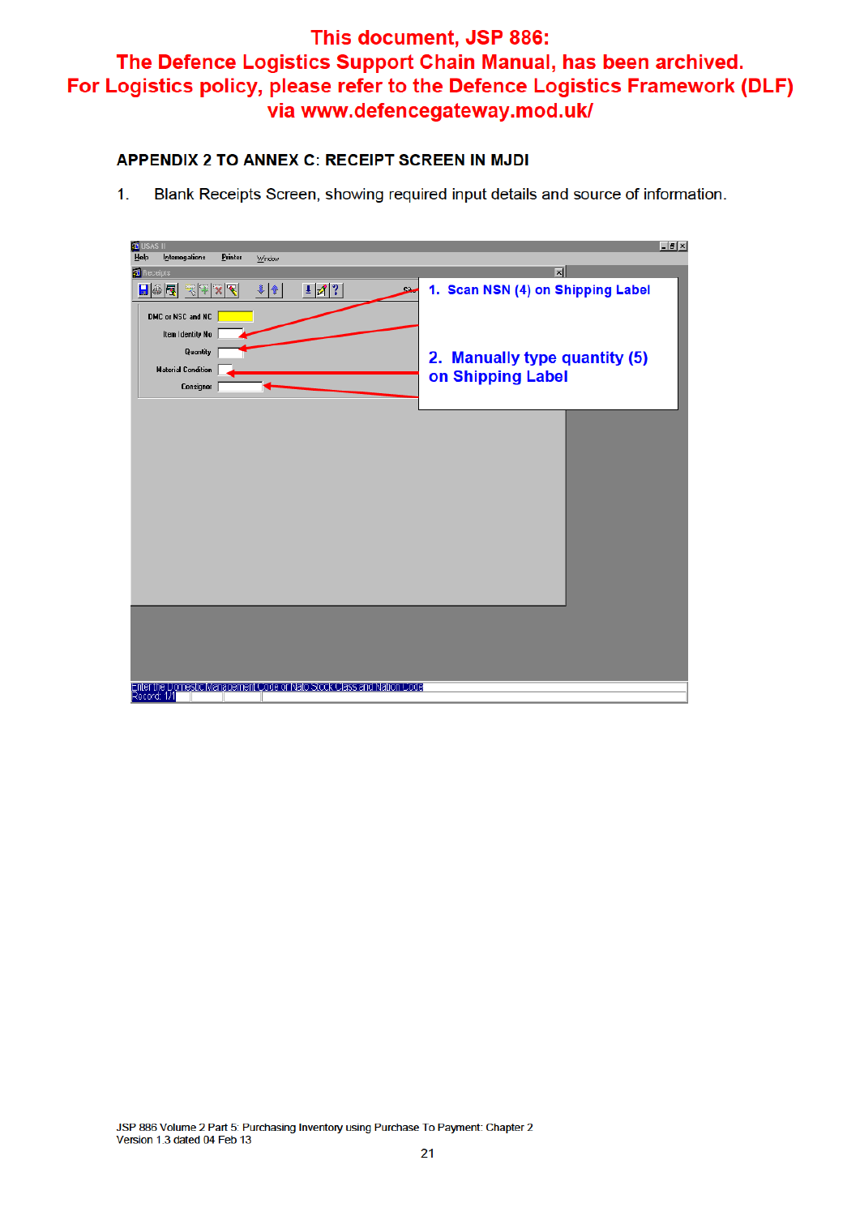This document, JSP 886:
The Defence Logistics Support Chain Manual, has been archived.
For Logistics policy, please refer to the Defence Logistics Framework (DLF)
via www.defencegateway.mod.uk/

## APPENDIX 2 TO ANNEX C: RECEIPT SCREEN IN MJDI

1. Blank Receipts Screen, showing required input details and source of information.

USAS II

Help Interrogations Printer Window

Receipts

DMC or NSC and NC

Item Identity No

Quantity

Material Condition

Consignor

1. Scan NSN (4) on Shipping Label

2. Manually type quantity (5) on Shipping Label

Enter the Domestic Management Code or Nato Stock Class and Nation Code

Record: 1/1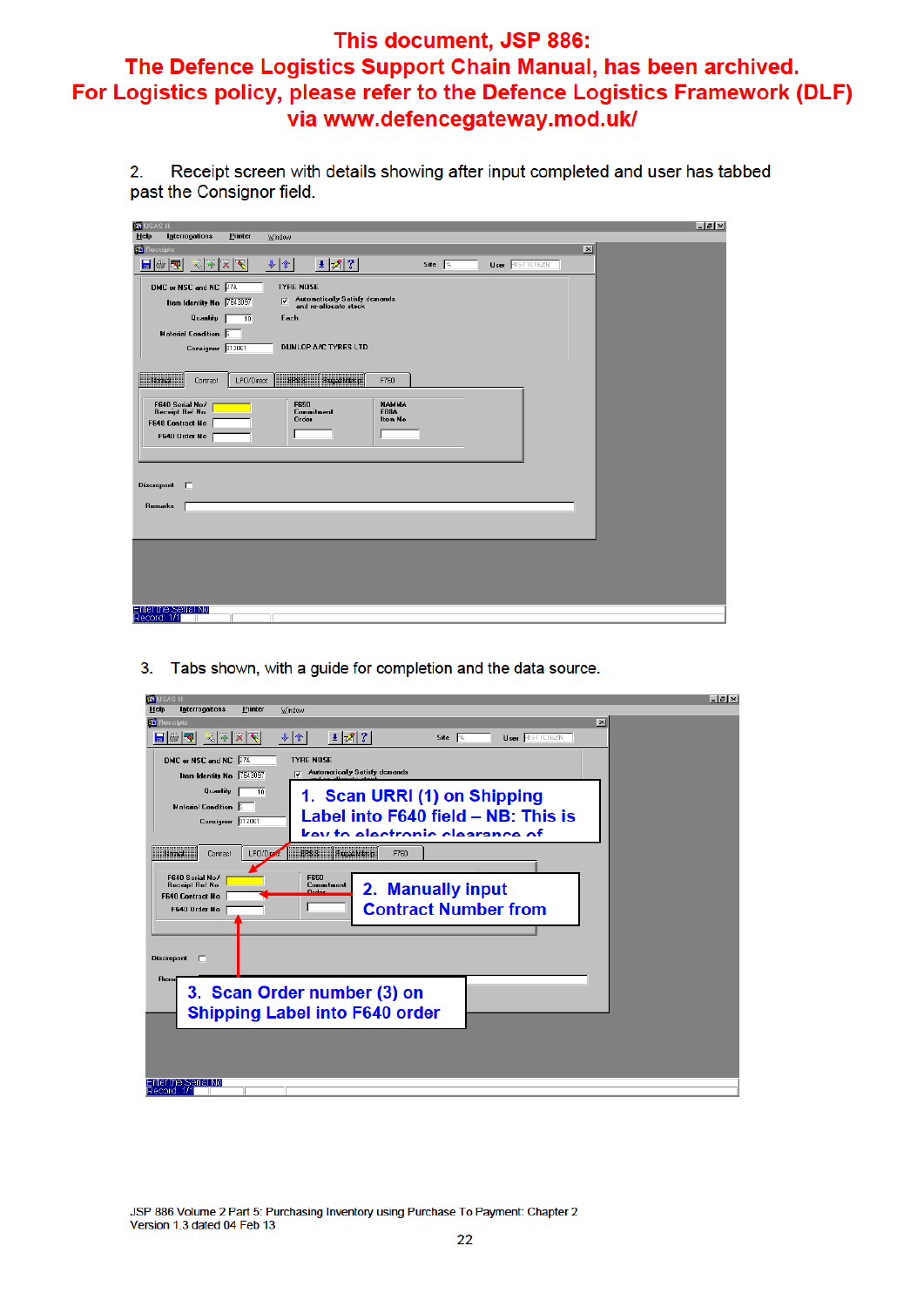**This document, JSP 886:**
**The Defence Logistics Support Chain Manual, has been archived.**
**For Logistics policy, please refer to the Defence Logistics Framework (DLF) via www.defencegateway.mod.uk/**

2. Receipt screen with details showing after input completed and user has tabbed past the Consignor field.

3. Tabs shown, with a guide for completion and the data source.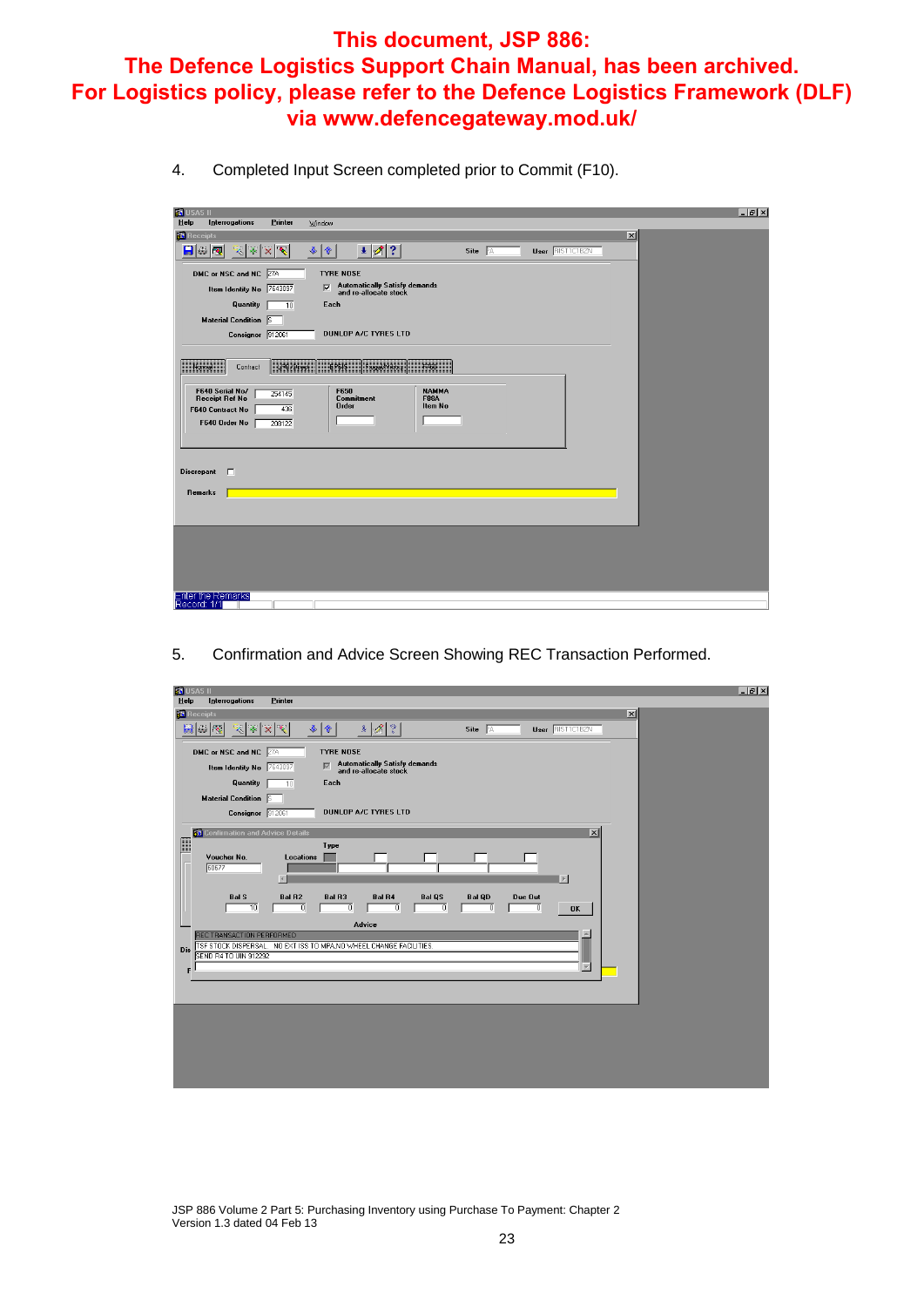**This document, JSP 886: The Defence Logistics Support Chain Manual, has been archived. For Logistics policy, please refer to the Defence Logistics Framework (DLF) via www.defencegateway.mod.uk/**

4. Completed Input Screen completed prior to Commit (F10).

5. Confirmation and Advice Screen Showing REC Transaction Performed.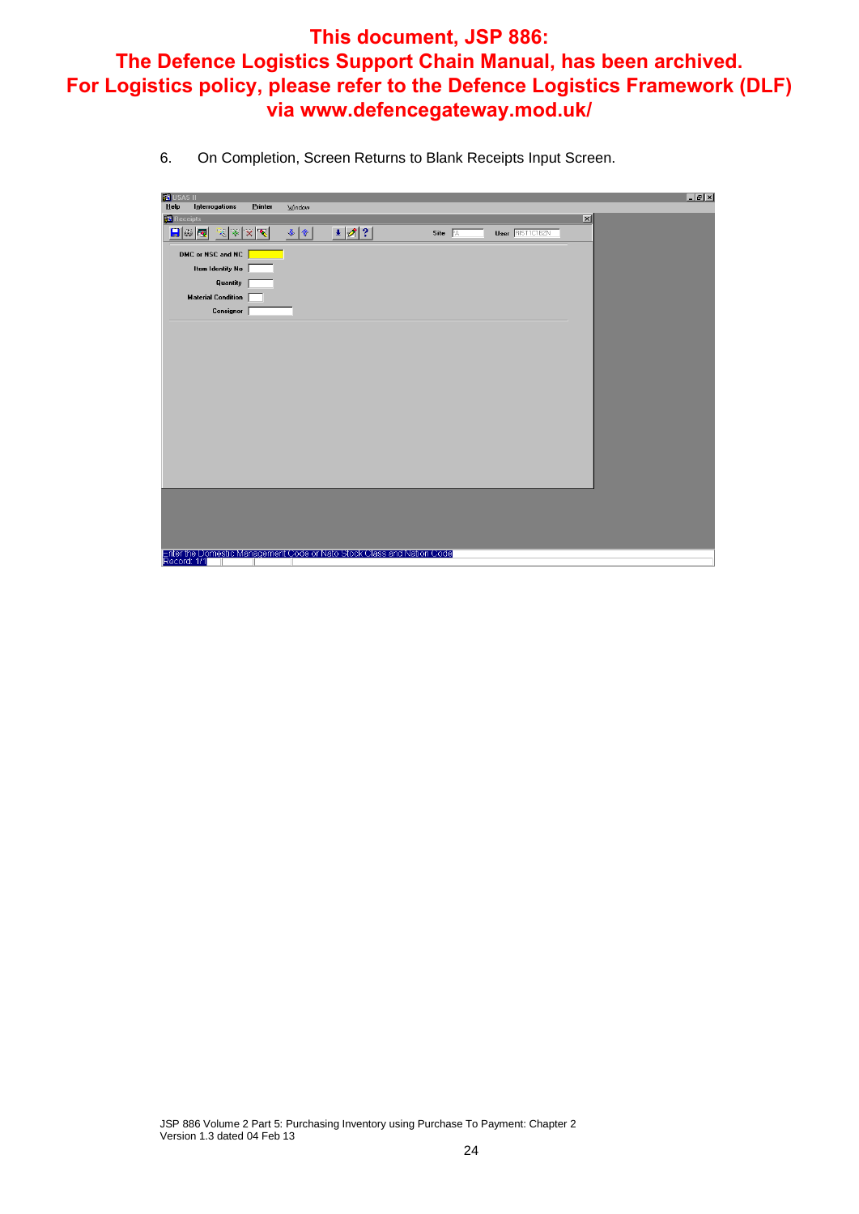**This document, JSP 886:**
**The Defence Logistics Support Chain Manual, has been archived.**
**For Logistics policy, please refer to the Defence Logistics Framework (DLF) via www.defencegateway.mod.uk/**

6. On Completion, Screen Returns to Blank Receipts Input Screen.

JSP 886 Volume 2 Part 5: Purchasing Inventory using Purchase To Payment: Chapter 2
Version 1.3 dated 04 Feb 13